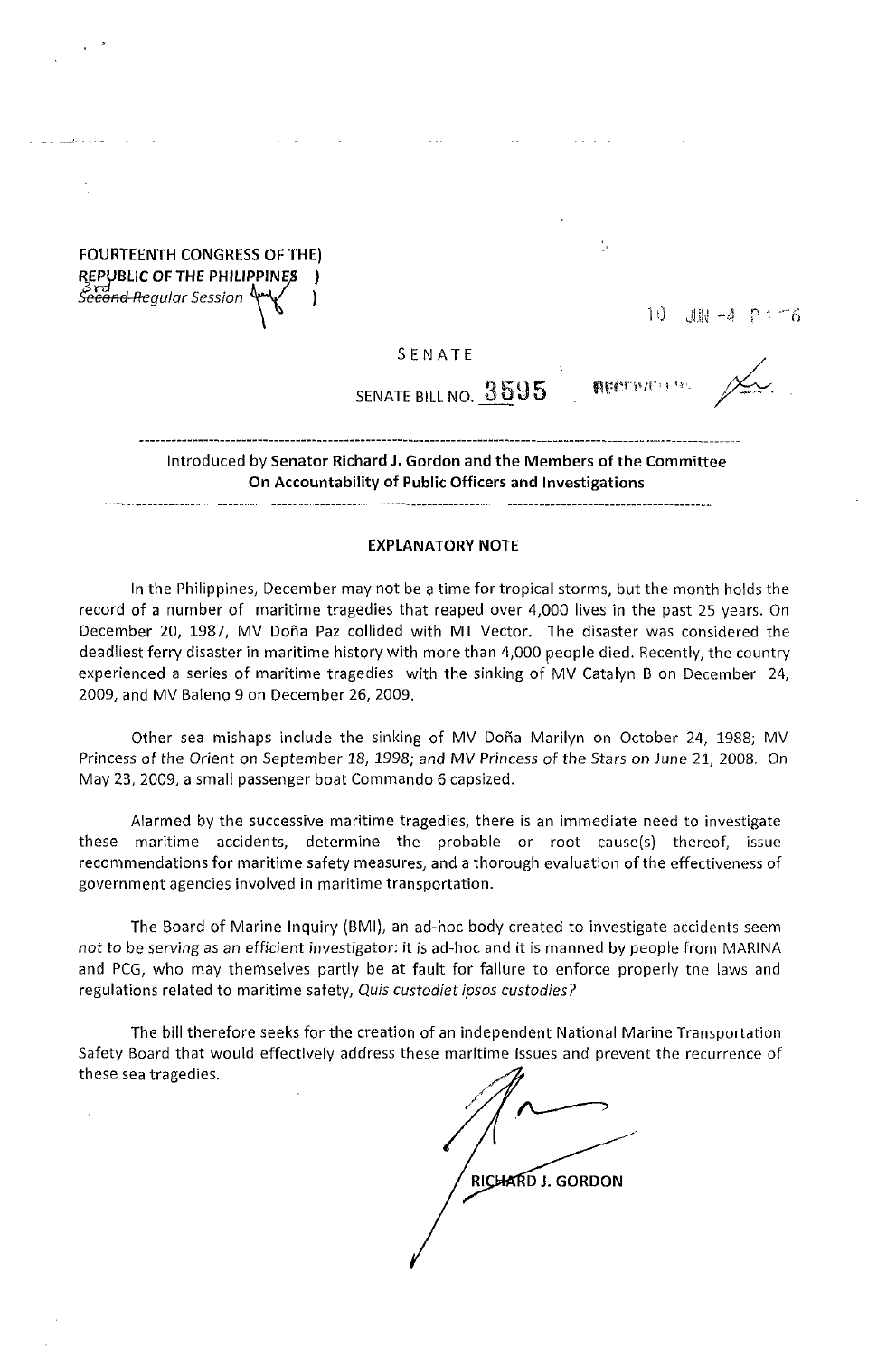FOURTEENTH CONGRESS OF THE)
REPUBLIC OF THE PHILIPPINES )
3rd ~~Second~~ Regular Session )

10 JUN -4 P1:76

SENATE

SENATE BILL NO. 3595

RECEIVED BY:

Introduced by **Senator Richard J. Gordon and the Members of the Committee On Accountability of Public Officers and Investigations**

**EXPLANATORY NOTE**

In the Philippines, December may not be a time for tropical storms, but the month holds the record of a number of maritime tragedies that reaped over 4,000 lives in the past 25 years. On December 20, 1987, MV Doña Paz collided with MT Vector. The disaster was considered the deadliest ferry disaster in maritime history with more than 4,000 people died. Recently, the country experienced a series of maritime tragedies with the sinking of MV Catalyn B on December 24, 2009, and MV Baleno 9 on December 26, 2009.

Other sea mishaps include the sinking of MV Doña Marilyn on October 24, 1988; MV Princess of the Orient on September 18, 1998; and MV Princess of the Stars on June 21, 2008. On May 23, 2009, a small passenger boat Commando 6 capsized.

Alarmed by the successive maritime tragedies, there is an immediate need to investigate these maritime accidents, determine the probable or root cause(s) thereof, issue recommendations for maritime safety measures, and a thorough evaluation of the effectiveness of government agencies involved in maritime transportation.

The Board of Marine Inquiry (BMI), an ad-hoc body created to investigate accidents seem not to be serving as an efficient investigator: it is ad-hoc and it is manned by people from MARINA and PCG, who may themselves partly be at fault for failure to enforce properly the laws and regulations related to maritime safety, *Quis custodiet ipsos custodies?*

The bill therefore seeks for the creation of an independent National Marine Transportation Safety Board that would effectively address these maritime issues and prevent the recurrence of these sea tragedies.

RICHARD J. GORDON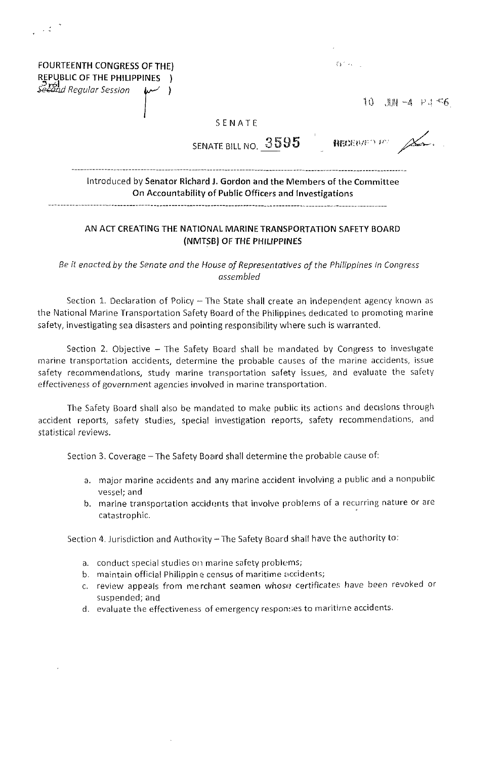FOURTEENTH CONGRESS OF THE)
REPUBLIC OF THE PHILIPPINES )
3rd Regular Session )

10 JUN -4 P4:56

SENATE

SENATE BILL NO. 3595

RECEIVED BY

---

Introduced by **Senator Richard J. Gordon and the Members of the Committee On Accountability of Public Officers and Investigations**

---

## AN ACT CREATING THE NATIONAL MARINE TRANSPORTATION SAFETY BOARD (NMTSB) OF THE PHILIPPINES

*Be it enacted by the Senate and the House of Representatives of the Philippines in Congress assembled*

Section 1. Declaration of Policy – The State shall create an independent agency known as the National Marine Transportation Safety Board of the Philippines dedicated to promoting marine safety, investigating sea disasters and pointing responsibility where such is warranted.

Section 2. Objective – The Safety Board shall be mandated by Congress to investigate marine transportation accidents, determine the probable causes of the marine accidents, issue safety recommendations, study marine transportation safety issues, and evaluate the safety effectiveness of government agencies involved in marine transportation.

The Safety Board shall also be mandated to make public its actions and decisions through accident reports, safety studies, special investigation reports, safety recommendations, and statistical reviews.

Section 3. Coverage – The Safety Board shall determine the probable cause of:

a. major marine accidents and any marine accident involving a public and a nonpublic vessel; and
b. marine transportation accidents that involve problems of a recurring nature or are catastrophic.

Section 4. Jurisdiction and Authority – The Safety Board shall have the authority to:

a. conduct special studies on marine safety problems;
b. maintain official Philippine census of maritime accidents;
c. review appeals from merchant seamen whose certificates have been revoked or suspended; and
d. evaluate the effectiveness of emergency responses to maritime accidents.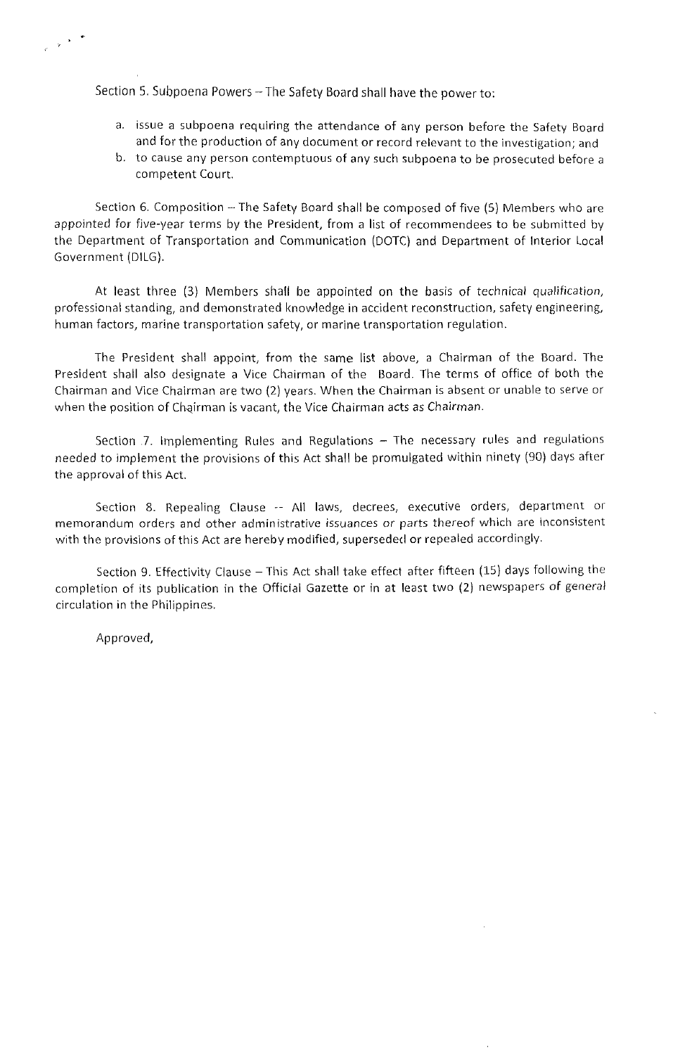Section 5. Subpoena Powers – The Safety Board shall have the power to:

a. issue a subpoena requiring the attendance of any person before the Safety Board and for the production of any document or record relevant to the investigation; and
b. to cause any person contemptuous of any such subpoena to be prosecuted before a competent Court.

Section 6. Composition – The Safety Board shall be composed of five (5) Members who are appointed for five-year terms by the President, from a list of recommendees to be submitted by the Department of Transportation and Communication (DOTC) and Department of Interior Local Government (DILG).

At least three (3) Members shall be appointed on the basis of technical qualification, professional standing, and demonstrated knowledge in accident reconstruction, safety engineering, human factors, marine transportation safety, or marine transportation regulation.

The President shall appoint, from the same list above, a Chairman of the Board. The President shall also designate a Vice Chairman of the Board. The terms of office of both the Chairman and Vice Chairman are two (2) years. When the Chairman is absent or unable to serve or when the position of Chairman is vacant, the Vice Chairman acts as Chairman.

Section 7. Implementing Rules and Regulations – The necessary rules and regulations needed to implement the provisions of this Act shall be promulgated within ninety (90) days after the approval of this Act.

Section 8. Repealing Clause -- All laws, decrees, executive orders, department or memorandum orders and other administrative issuances or parts thereof which are inconsistent with the provisions of this Act are hereby modified, superseded or repealed accordingly.

Section 9. Effectivity Clause – This Act shall take effect after fifteen (15) days following the completion of its publication in the Official Gazette or in at least two (2) newspapers of general circulation in the Philippines.

Approved,